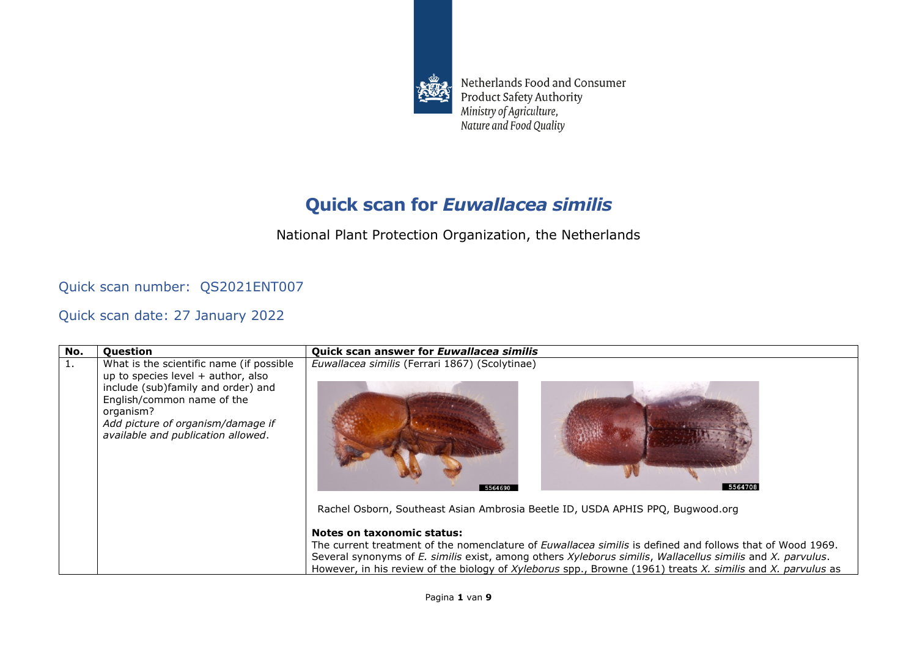Netherlands Food and Consumer Product Safety Authority
*Ministry of Agriculture, Nature and Food Quality*

# Quick scan for *Euwallacea similis*

National Plant Protection Organization, the Netherlands

Quick scan number: QS2021ENT007

Quick scan date: 27 January 2022

| No. | Question | Quick scan answer for *Euwallacea similis* |
| --- | --- | --- |
| 1. | What is the scientific name (if possible up to species level + author, also include (sub)family and order) and English/common name of the organism? *Add picture of organism/damage if available and publication allowed*. | *Euwallacea similis* (Ferrari 1867) (Scolytinae)<br><br>Rachel Osborn, Southeast Asian Ambrosia Beetle ID, USDA APHIS PPQ, Bugwood.org<br><br>**Notes on taxonomic status:**<br>The current treatment of the nomenclature of *Euwallacea similis* is defined and follows that of Wood 1969. Several synonyms of *E. similis* exist, among others *Xyleborus similis*, *Wallacellus similis* and *X. parvulus*. However, in his review of the biology of *Xyleborus* spp., Browne (1961) treats *X. similis* and *X. parvulus* as |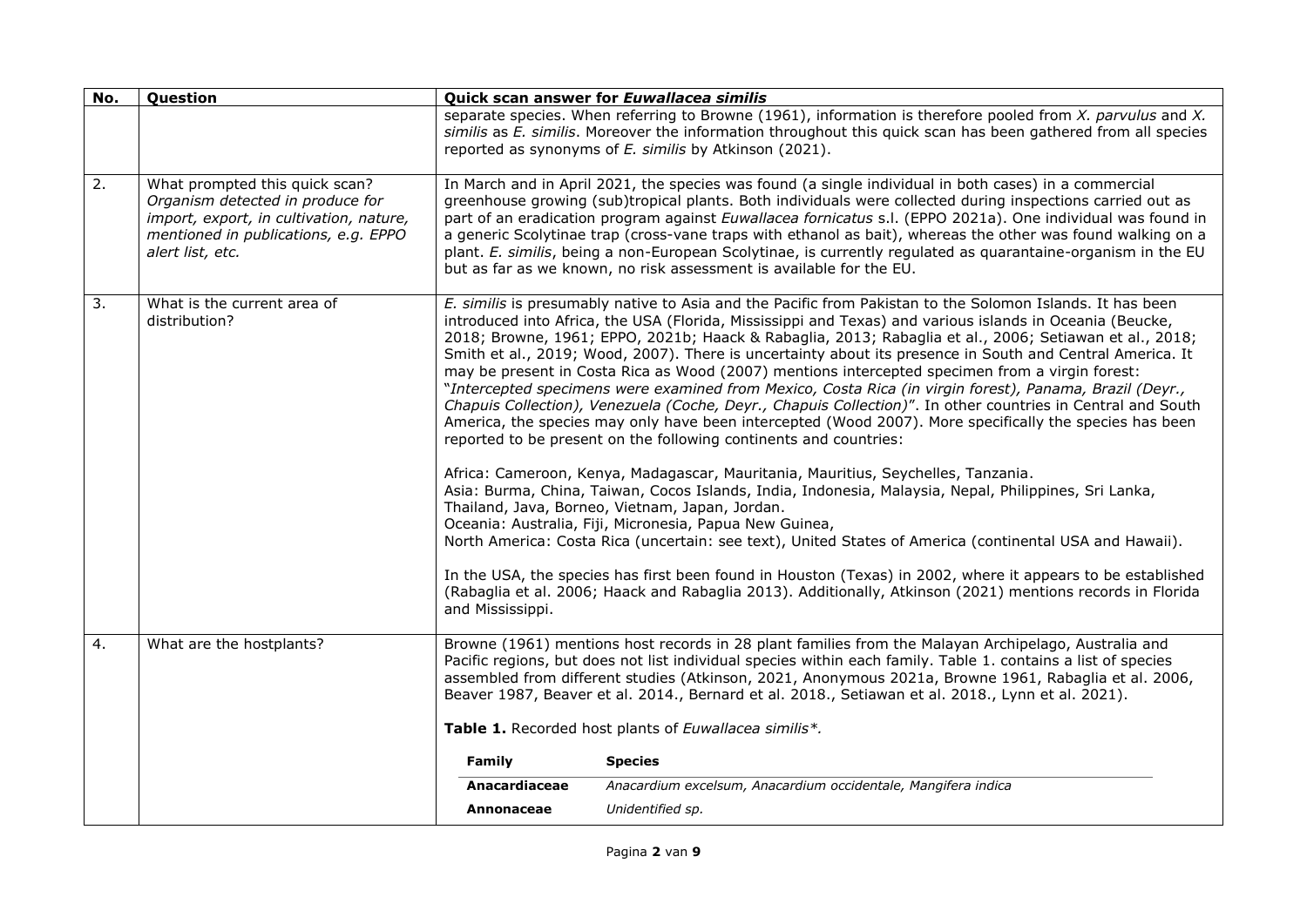| No. | Question | Quick scan answer for *Euwallacea similis* |
|---|---|---|
| | | separate species. When referring to Browne (1961), information is therefore pooled from *X. parvulus* and *X. similis* as *E. similis*. Moreover the information throughout this quick scan has been gathered from all species reported as synonyms of *E. similis* by Atkinson (2021). |
| 2. | What prompted this quick scan? *Organism detected in produce for import, export, in cultivation, nature, mentioned in publications, e.g. EPPO alert list, etc.* | In March and in April 2021, the species was found (a single individual in both cases) in a commercial greenhouse growing (sub)tropical plants. Both individuals were collected during inspections carried out as part of an eradication program against *Euwallacea fornicatus* s.l. (EPPO 2021a). One individual was found in a generic Scolytinae trap (cross-vane traps with ethanol as bait), whereas the other was found walking on a plant. *E. similis*, being a non-European Scolytinae, is currently regulated as quarantaine-organism in the EU but as far as we known, no risk assessment is available for the EU. |
| 3. | What is the current area of distribution? | *E. similis* is presumably native to Asia and the Pacific from Pakistan to the Solomon Islands. It has been introduced into Africa, the USA (Florida, Mississippi and Texas) and various islands in Oceania (Beucke, 2018; Browne, 1961; EPPO, 2021b; Haack & Rabaglia, 2013; Rabaglia et al., 2006; Setiawan et al., 2018; Smith et al., 2019; Wood, 2007). There is uncertainty about its presence in South and Central America. It may be present in Costa Rica as Wood (2007) mentions intercepted specimen from a virgin forest: "*Intercepted specimens were examined from Mexico, Costa Rica (in virgin forest), Panama, Brazil (Deyr., Chapuis Collection), Venezuela (Coche, Deyr., Chapuis Collection)*". In other countries in Central and South America, the species may only have been intercepted (Wood 2007). More specifically the species has been reported to be present on the following continents and countries:<br><br>Africa: Cameroon, Kenya, Madagascar, Mauritania, Mauritius, Seychelles, Tanzania.<br>Asia: Burma, China, Taiwan, Cocos Islands, India, Indonesia, Malaysia, Nepal, Philippines, Sri Lanka, Thailand, Java, Borneo, Vietnam, Japan, Jordan.<br>Oceania: Australia, Fiji, Micronesia, Papua New Guinea,<br>North America: Costa Rica (uncertain: see text), United States of America (continental USA and Hawaii).<br><br>In the USA, the species has first been found in Houston (Texas) in 2002, where it appears to be established (Rabaglia et al. 2006; Haack and Rabaglia 2013). Additionally, Atkinson (2021) mentions records in Florida and Mississippi. |
| 4. | What are the hostplants? | Browne (1961) mentions host records in 28 plant families from the Malayan Archipelago, Australia and Pacific regions, but does not list individual species within each family. Table 1. contains a list of species assembled from different studies (Atkinson, 2021, Anonymous 2021a, Browne 1961, Rabaglia et al. 2006, Beaver 1987, Beaver et al. 2014., Bernard et al. 2018., Setiawan et al. 2018., Lynn et al. 2021).<br><br>**Table 1.** Recorded host plants of *Euwallacea similis\*.* |

| Family | Species |
|---|---|
| **Anacardiaceae** | *Anacardium excelsum, Anacardium occidentale, Mangifera indica* |
| **Annonaceae** | *Unidentified sp.* |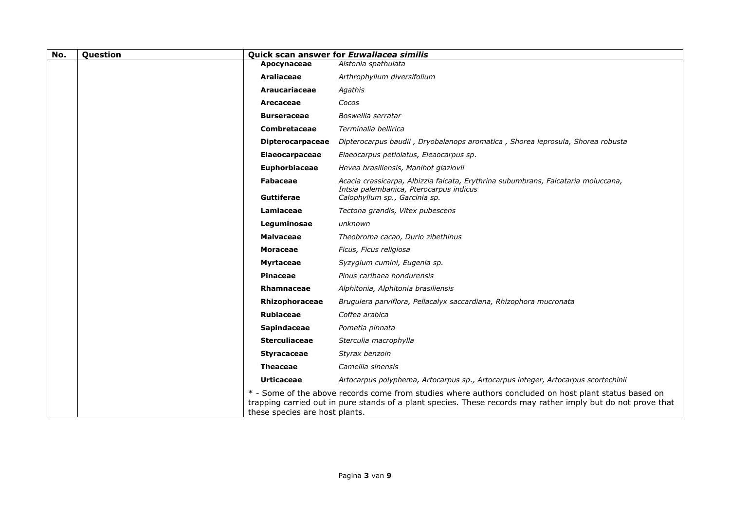| No. | Question | Quick scan answer for *Euwallacea similis* | |
|---|---|---|---|
| | | **Apocynaceae** | *Alstonia spathulata* |
| | | **Araliaceae** | *Arthrophyllum diversifolium* |
| | | **Araucariaceae** | *Agathis* |
| | | **Arecaceae** | *Cocos* |
| | | **Burseraceae** | *Boswellia serratar* |
| | | **Combretaceae** | *Terminalia bellirica* |
| | | **Dipterocarpaceae** | *Dipterocarpus baudii , Dryobalanops aromatica , Shorea leprosula, Shorea robusta* |
| | | **Elaeocarpaceae** | *Elaeocarpus petiolatus, Eleaocarpus sp.* |
| | | **Euphorbiaceae** | *Hevea brasiliensis, Manihot glaziovii* |
| | | **Fabaceae** | *Acacia crassicarpa, Albizzia falcata, Erythrina subumbrans, Falcataria moluccana, Intsia palembanica, Pterocarpus indicus* |
| | | **Guttiferae** | *Calophyllum sp., Garcinia sp.* |
| | | **Lamiaceae** | *Tectona grandis, Vitex pubescens* |
| | | **Leguminosae** | *unknown* |
| | | **Malvaceae** | *Theobroma cacao, Durio zibethinus* |
| | | **Moraceae** | *Ficus, Ficus religiosa* |
| | | **Myrtaceae** | *Syzygium cumini, Eugenia sp.* |
| | | **Pinaceae** | *Pinus caribaea hondurensis* |
| | | **Rhamnaceae** | *Alphitonia, Alphitonia brasiliensis* |
| | | **Rhizophoraceae** | *Bruguiera parviflora, Pellacalyx saccardiana, Rhizophora mucronata* |
| | | **Rubiaceae** | *Coffea arabica* |
| | | **Sapindaceae** | *Pometia pinnata* |
| | | **Sterculiaceae** | *Sterculia macrophylla* |
| | | **Styracaceae** | *Styrax benzoin* |
| | | **Theaceae** | *Camellia sinensis* |
| | | **Urticaceae** | *Artocarpus polyphema, Artocarpus sp., Artocarpus integer, Artocarpus scortechinii* |
| | | * - Some of the above records come from studies where authors concluded on host plant status based on trapping carried out in pure stands of a plant species. These records may rather imply but do not prove that these species are host plants. | |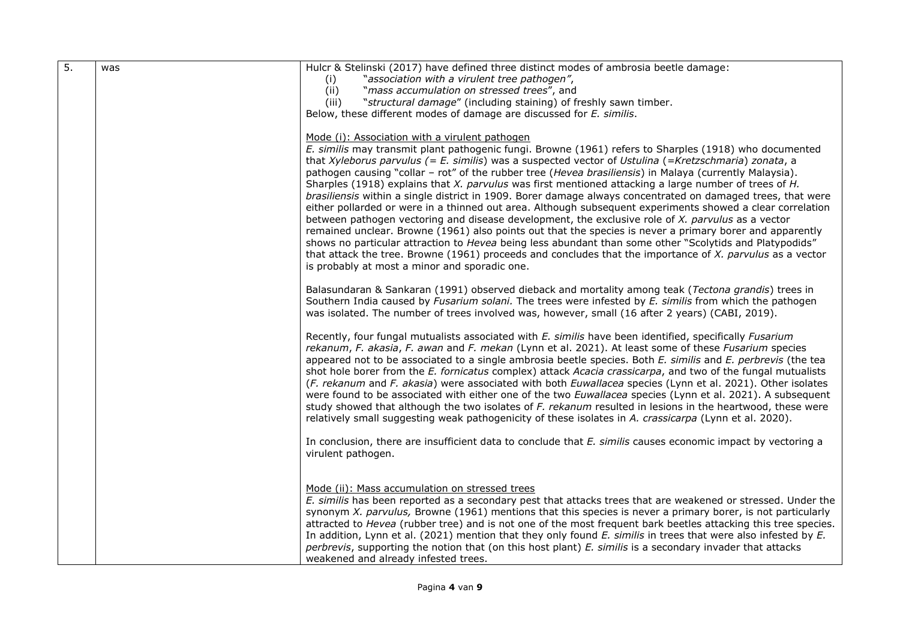| 5. | was | Hulcr & Stelinski (2017) have defined three distinct modes of ambrosia beetle damage:<br>(i) "*association with a virulent tree pathogen"*,<br>(ii) "*mass accumulation on stressed trees*", and<br>(iii) "*structural damage*" (including staining) of freshly sawn timber.<br>Below, these different modes of damage are discussed for *E. similis*.<br><br><u>Mode (i): Association with a virulent pathogen</u><br>*E. similis* may transmit plant pathogenic fungi. Browne (1961) refers to Sharples (1918) who documented that *Xyleborus parvulus (= E. similis*) was a suspected vector of *Ustulina* (=*Kretzschmaria*) *zonata*, a pathogen causing "collar – rot" of the rubber tree (*Hevea brasiliensis*) in Malaya (currently Malaysia). Sharples (1918) explains that *X. parvulus* was first mentioned attacking a large number of trees of *H. brasiliensis* within a single district in 1909. Borer damage always concentrated on damaged trees, that were either pollarded or were in a thinned out area. Although subsequent experiments showed a clear correlation between pathogen vectoring and disease development, the exclusive role of *X. parvulus* as a vector remained unclear. Browne (1961) also points out that the species is never a primary borer and apparently shows no particular attraction to *Hevea* being less abundant than some other "Scolytids and Platypodids" that attack the tree. Browne (1961) proceeds and concludes that the importance of *X. parvulus* as a vector is probably at most a minor and sporadic one.<br><br>Balasundaran & Sankaran (1991) observed dieback and mortality among teak (*Tectona grandis*) trees in Southern India caused by *Fusarium solani.* The trees were infested by *E. similis* from which the pathogen was isolated. The number of trees involved was, however, small (16 after 2 years) (CABI, 2019).<br><br>Recently, four fungal mutualists associated with *E. similis* have been identified, specifically *Fusarium rekanum*, *F. akasia*, *F. awan* and *F. mekan* (Lynn et al. 2021). At least some of these *Fusarium* species appeared not to be associated to a single ambrosia beetle species. Both *E. similis* and *E. perbrevis* (the tea shot hole borer from the *E. fornicatus* complex) attack *Acacia crassicarpa*, and two of the fungal mutualists (*F. rekanum* and *F. akasia*) were associated with both *Euwallacea* species (Lynn et al. 2021). Other isolates were found to be associated with either one of the two *Euwallacea* species (Lynn et al. 2021). A subsequent study showed that although the two isolates of *F. rekanum* resulted in lesions in the heartwood, these were relatively small suggesting weak pathogenicity of these isolates in *A. crassicarpa* (Lynn et al. 2020).<br><br>In conclusion, there are insufficient data to conclude that *E. similis* causes economic impact by vectoring a virulent pathogen.<br><br><u>Mode (ii): Mass accumulation on stressed trees</u><br>*E. similis* has been reported as a secondary pest that attacks trees that are weakened or stressed. Under the synonym *X. parvulus,* Browne (1961) mentions that this species is never a primary borer, is not particularly attracted to *Hevea* (rubber tree) and is not one of the most frequent bark beetles attacking this tree species. In addition, Lynn et al. (2021) mention that they only found *E. similis* in trees that were also infested by *E. perbrevis*, supporting the notion that (on this host plant) *E. similis* is a secondary invader that attacks weakened and already infested trees. |
|---|---|---|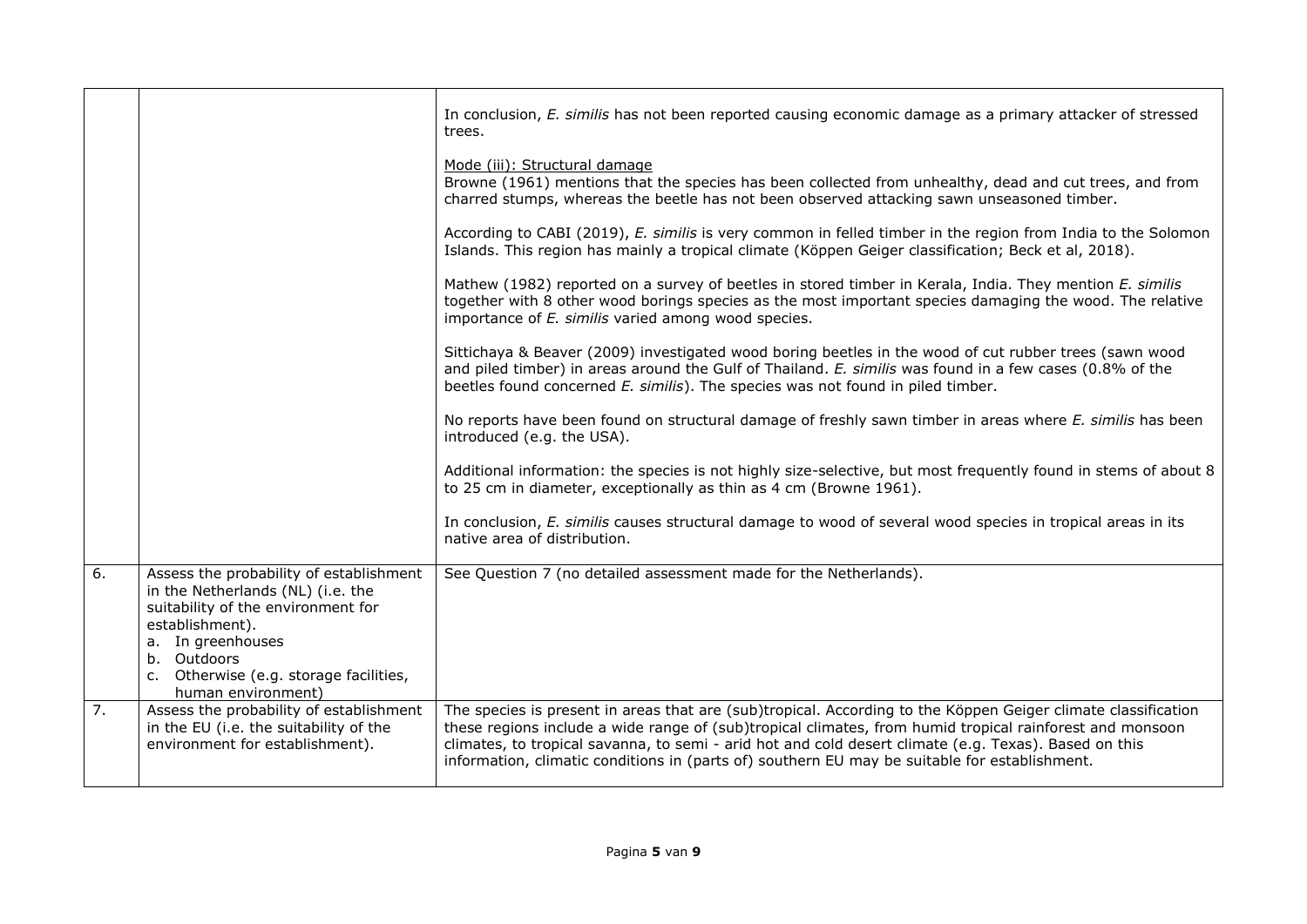| | | |
|---|---|---|
| | | In conclusion, *E. similis* has not been reported causing economic damage as a primary attacker of stressed trees.<br><br><u>Mode (iii): Structural damage</u><br>Browne (1961) mentions that the species has been collected from unhealthy, dead and cut trees, and from charred stumps, whereas the beetle has not been observed attacking sawn unseasoned timber.<br><br>According to CABI (2019), *E. similis* is very common in felled timber in the region from India to the Solomon Islands. This region has mainly a tropical climate (Köppen Geiger classification; Beck et al, 2018).<br><br>Mathew (1982) reported on a survey of beetles in stored timber in Kerala, India. They mention *E. similis* together with 8 other wood borings species as the most important species damaging the wood. The relative importance of *E. similis* varied among wood species.<br><br>Sittichaya & Beaver (2009) investigated wood boring beetles in the wood of cut rubber trees (sawn wood and piled timber) in areas around the Gulf of Thailand. *E. similis* was found in a few cases (0.8% of the beetles found concerned *E. similis*). The species was not found in piled timber.<br><br>No reports have been found on structural damage of freshly sawn timber in areas where *E. similis* has been introduced (e.g. the USA).<br><br>Additional information: the species is not highly size-selective, but most frequently found in stems of about 8 to 25 cm in diameter, exceptionally as thin as 4 cm (Browne 1961).<br><br>In conclusion, *E. similis* causes structural damage to wood of several wood species in tropical areas in its native area of distribution. |
| 6. | Assess the probability of establishment in the Netherlands (NL) (i.e. the suitability of the environment for establishment).<br>a. In greenhouses<br>b. Outdoors<br>c. Otherwise (e.g. storage facilities, human environment) | See Question 7 (no detailed assessment made for the Netherlands). |
| 7. | Assess the probability of establishment in the EU (i.e. the suitability of the environment for establishment). | The species is present in areas that are (sub)tropical. According to the Köppen Geiger climate classification these regions include a wide range of (sub)tropical climates, from humid tropical rainforest and monsoon climates, to tropical savanna, to semi - arid hot and cold desert climate (e.g. Texas). Based on this information, climatic conditions in (parts of) southern EU may be suitable for establishment. |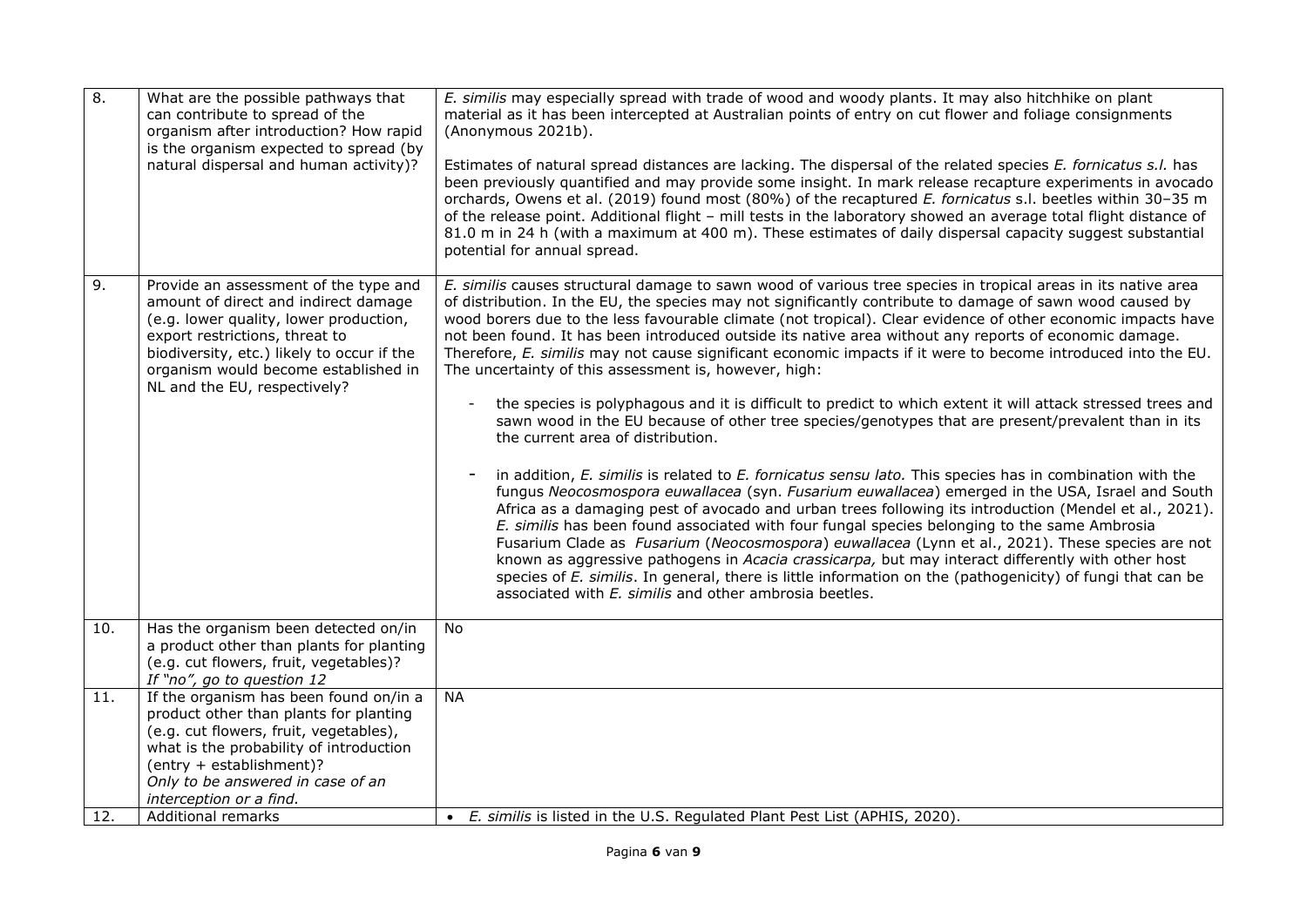| | | |
|---|---|---|
| 8. | What are the possible pathways that can contribute to spread of the organism after introduction? How rapid is the organism expected to spread (by natural dispersal and human activity)? | *E. similis* may especially spread with trade of wood and woody plants. It may also hitchhike on plant material as it has been intercepted at Australian points of entry on cut flower and foliage consignments (Anonymous 2021b).<br><br>Estimates of natural spread distances are lacking. The dispersal of the related species *E. fornicatus s.l.* has been previously quantified and may provide some insight. In mark release recapture experiments in avocado orchards, Owens et al. (2019) found most (80%) of the recaptured *E. fornicatus* s.l. beetles within 30–35 m of the release point. Additional flight – mill tests in the laboratory showed an average total flight distance of 81.0 m in 24 h (with a maximum at 400 m). These estimates of daily dispersal capacity suggest substantial potential for annual spread. |
| 9. | Provide an assessment of the type and amount of direct and indirect damage (e.g. lower quality, lower production, export restrictions, threat to biodiversity, etc.) likely to occur if the organism would become established in NL and the EU, respectively? | *E. similis* causes structural damage to sawn wood of various tree species in tropical areas in its native area of distribution. In the EU, the species may not significantly contribute to damage of sawn wood caused by wood borers due to the less favourable climate (not tropical). Clear evidence of other economic impacts have not been found. It has been introduced outside its native area without any reports of economic damage. Therefore, *E. similis* may not cause significant economic impacts if it were to become introduced into the EU. The uncertainty of this assessment is, however, high:<br><br>- the species is polyphagous and it is difficult to predict to which extent it will attack stressed trees and sawn wood in the EU because of other tree species/genotypes that are present/prevalent than in its the current area of distribution.<br><br>- in addition, *E. similis* is related to *E. fornicatus sensu lato.* This species has in combination with the fungus *Neocosmospora euwallacea* (syn. *Fusarium euwallacea*) emerged in the USA, Israel and South Africa as a damaging pest of avocado and urban trees following its introduction (Mendel et al., 2021). *E. similis* has been found associated with four fungal species belonging to the same Ambrosia Fusarium Clade as *Fusarium* (*Neocosmospora*) *euwallacea* (Lynn et al., 2021). These species are not known as aggressive pathogens in *Acacia crassicarpa,* but may interact differently with other host species of *E. similis*. In general, there is little information on the (pathogenicity) of fungi that can be associated with *E. similis* and other ambrosia beetles. |
| 10. | Has the organism been detected on/in a product other than plants for planting (e.g. cut flowers, fruit, vegetables)?<br>*If "no", go to question 12* | No |
| 11. | If the organism has been found on/in a product other than plants for planting (e.g. cut flowers, fruit, vegetables), what is the probability of introduction (entry + establishment)?<br>*Only to be answered in case of an interception or a find.* | NA |
| 12. | Additional remarks | • *E. similis* is listed in the U.S. Regulated Plant Pest List (APHIS, 2020). |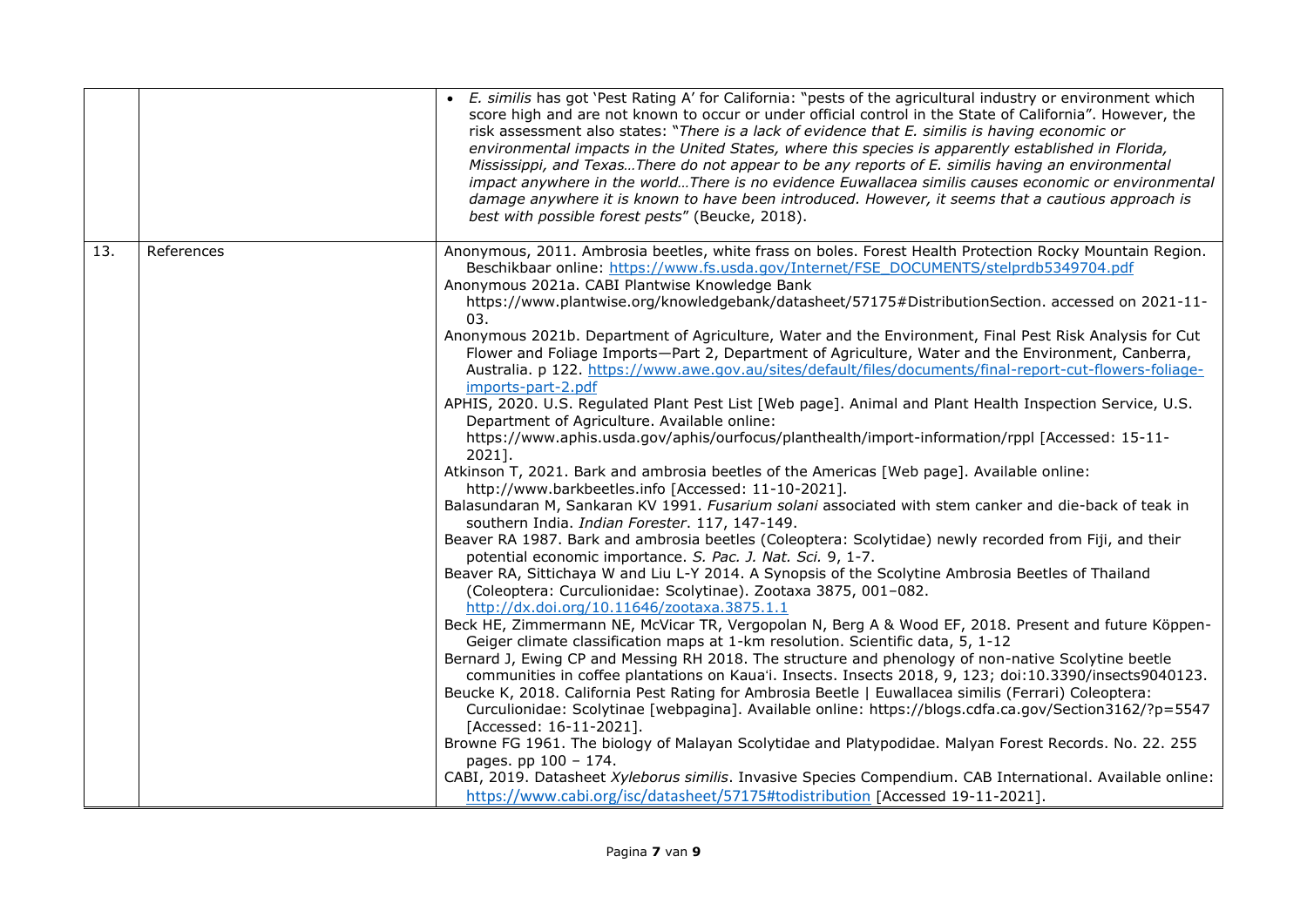| | | |
|---|---|---|
| | | • *E. similis* has got 'Pest Rating A' for California: "pests of the agricultural industry or environment which score high and are not known to occur or under official control in the State of California". However, the risk assessment also states: "*There is a lack of evidence that E. similis is having economic or environmental impacts in the United States, where this species is apparently established in Florida, Mississippi, and Texas…There do not appear to be any reports of E. similis having an environmental impact anywhere in the world…There is no evidence Euwallacea similis causes economic or environmental damage anywhere it is known to have been introduced. However, it seems that a cautious approach is best with possible forest pests*" (Beucke, 2018). |
| 13. | References | Anonymous, 2011. Ambrosia beetles, white frass on boles. Forest Health Protection Rocky Mountain Region. Beschikbaar online: https://www.fs.usda.gov/Internet/FSE_DOCUMENTS/stelprdb5349704.pdf<br>Anonymous 2021a. CABI Plantwise Knowledge Bank https://www.plantwise.org/knowledgebank/datasheet/57175#DistributionSection. accessed on 2021-11-03.<br>Anonymous 2021b. Department of Agriculture, Water and the Environment, Final Pest Risk Analysis for Cut Flower and Foliage Imports—Part 2, Department of Agriculture, Water and the Environment, Canberra, Australia. p 122. https://www.awe.gov.au/sites/default/files/documents/final-report-cut-flowers-foliage-imports-part-2.pdf<br>APHIS, 2020. U.S. Regulated Plant Pest List [Web page]. Animal and Plant Health Inspection Service, U.S. Department of Agriculture. Available online: https://www.aphis.usda.gov/aphis/ourfocus/planthealth/import-information/rppl [Accessed: 15-11-2021].<br>Atkinson T, 2021. Bark and ambrosia beetles of the Americas [Web page]. Available online: http://www.barkbeetles.info [Accessed: 11-10-2021].<br>Balasundaran M, Sankaran KV 1991. *Fusarium solani* associated with stem canker and die-back of teak in southern India. *Indian Forester*. 117, 147-149.<br>Beaver RA 1987. Bark and ambrosia beetles (Coleoptera: Scolytidae) newly recorded from Fiji, and their potential economic importance. *S. Pac. J. Nat. Sci.* 9, 1-7.<br>Beaver RA, Sittichaya W and Liu L-Y 2014. A Synopsis of the Scolytine Ambrosia Beetles of Thailand (Coleoptera: Curculionidae: Scolytinae). Zootaxa 3875, 001–082. http://dx.doi.org/10.11646/zootaxa.3875.1.1<br>Beck HE, Zimmermann NE, McVicar TR, Vergopolan N, Berg A & Wood EF, 2018. Present and future Köppen-Geiger climate classification maps at 1-km resolution. Scientific data, 5, 1-12<br>Bernard J, Ewing CP and Messing RH 2018. The structure and phenology of non-native Scolytine beetle communities in coffee plantations on Kaua'i. Insects. Insects 2018, 9, 123; doi:10.3390/insects9040123.<br>Beucke K, 2018. California Pest Rating for Ambrosia Beetle \| Euwallacea similis (Ferrari) Coleoptera: Curculionidae: Scolytinae [webpagina]. Available online: https://blogs.cdfa.ca.gov/Section3162/?p=5547 [Accessed: 16-11-2021].<br>Browne FG 1961. The biology of Malayan Scolytidae and Platypodidae. Malyan Forest Records. No. 22. 255 pages. pp 100 – 174.<br>CABI, 2019. Datasheet *Xyleborus similis*. Invasive Species Compendium. CAB International. Available online: https://www.cabi.org/isc/datasheet/57175#todistribution [Accessed 19-11-2021]. |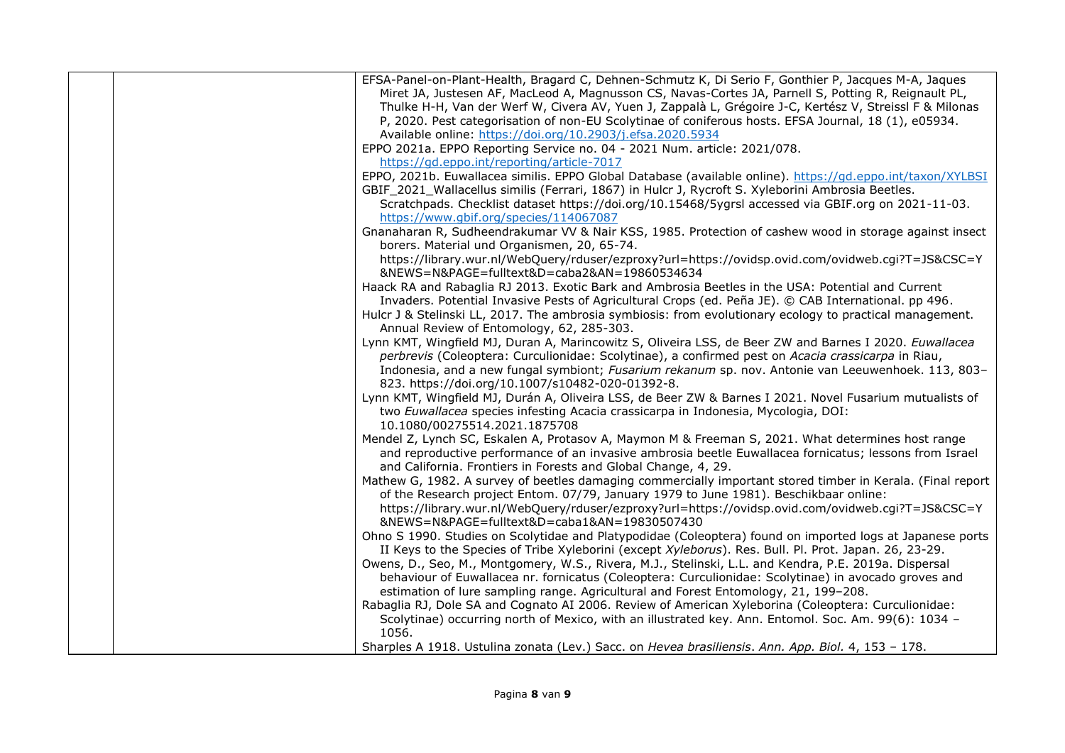| | | |
|---|---|---|
| | | EFSA-Panel-on-Plant-Health, Bragard C, Dehnen-Schmutz K, Di Serio F, Gonthier P, Jacques M-A, Jaques Miret JA, Justesen AF, MacLeod A, Magnusson CS, Navas-Cortes JA, Parnell S, Potting R, Reignault PL, Thulke H-H, Van der Werf W, Civera AV, Yuen J, Zappalà L, Grégoire J-C, Kertész V, Streissl F & Milonas P, 2020. Pest categorisation of non-EU Scolytinae of coniferous hosts. EFSA Journal, 18 (1), e05934. Available online: https://doi.org/10.2903/j.efsa.2020.5934<br>EPPO 2021a. EPPO Reporting Service no. 04 - 2021 Num. article: 2021/078. https://gd.eppo.int/reporting/article-7017<br>EPPO, 2021b. Euwallacea similis. EPPO Global Database (available online). https://gd.eppo.int/taxon/XYLBSI<br>GBIF_2021_Wallacellus similis (Ferrari, 1867) in Hulcr J, Rycroft S. Xyleborini Ambrosia Beetles. Scratchpads. Checklist dataset https://doi.org/10.15468/5ygrsl accessed via GBIF.org on 2021-11-03. https://www.gbif.org/species/114067087<br>Gnanaharan R, Sudheendrakumar VV & Nair KSS, 1985. Protection of cashew wood in storage against insect borers. Material und Organismen, 20, 65-74. https://library.wur.nl/WebQuery/rduser/ezproxy?url=https://ovidsp.ovid.com/ovidweb.cgi?T=JS&CSC=Y&NEWS=N&PAGE=fulltext&D=caba2&AN=19860534634<br>Haack RA and Rabaglia RJ 2013. Exotic Bark and Ambrosia Beetles in the USA: Potential and Current Invaders. Potential Invasive Pests of Agricultural Crops (ed. Peña JE). © CAB International. pp 496.<br>Hulcr J & Stelinski LL, 2017. The ambrosia symbiosis: from evolutionary ecology to practical management. Annual Review of Entomology, 62, 285-303.<br>Lynn KMT, Wingfield MJ, Duran A, Marincowitz S, Oliveira LSS, de Beer ZW and Barnes I 2020. *Euwallacea perbrevis* (Coleoptera: Curculionidae: Scolytinae), a confirmed pest on *Acacia crassicarpa* in Riau, Indonesia, and a new fungal symbiont; *Fusarium rekanum* sp. nov. Antonie van Leeuwenhoek. 113, 803–823. https://doi.org/10.1007/s10482-020-01392-8.<br>Lynn KMT, Wingfield MJ, Durán A, Oliveira LSS, de Beer ZW & Barnes I 2021. Novel Fusarium mutualists of two *Euwallacea* species infesting Acacia crassicarpa in Indonesia, Mycologia, DOI: 10.1080/00275514.2021.1875708<br>Mendel Z, Lynch SC, Eskalen A, Protasov A, Maymon M & Freeman S, 2021. What determines host range and reproductive performance of an invasive ambrosia beetle Euwallacea fornicatus; lessons from Israel and California. Frontiers in Forests and Global Change, 4, 29.<br>Mathew G, 1982. A survey of beetles damaging commercially important stored timber in Kerala. (Final report of the Research project Entom. 07/79, January 1979 to June 1981). Beschikbaar online: https://library.wur.nl/WebQuery/rduser/ezproxy?url=https://ovidsp.ovid.com/ovidweb.cgi?T=JS&CSC=Y&NEWS=N&PAGE=fulltext&D=caba1&AN=19830507430<br>Ohno S 1990. Studies on Scolytidae and Platypodidae (Coleoptera) found on imported logs at Japanese ports II Keys to the Species of Tribe Xyleborini (except *Xyleborus*). Res. Bull. Pl. Prot. Japan. 26, 23-29.<br>Owens, D., Seo, M., Montgomery, W.S., Rivera, M.J., Stelinski, L.L. and Kendra, P.E. 2019a. Dispersal behaviour of Euwallacea nr. fornicatus (Coleoptera: Curculionidae: Scolytinae) in avocado groves and estimation of lure sampling range. Agricultural and Forest Entomology, 21, 199–208.<br>Rabaglia RJ, Dole SA and Cognato AI 2006. Review of American Xyleborina (Coleoptera: Curculionidae: Scolytinae) occurring north of Mexico, with an illustrated key. Ann. Entomol. Soc. Am. 99(6): 1034 – 1056.<br>Sharples A 1918. Ustulina zonata (Lev.) Sacc. on *Hevea brasiliensis*. *Ann. App. Biol.* 4, 153 – 178. |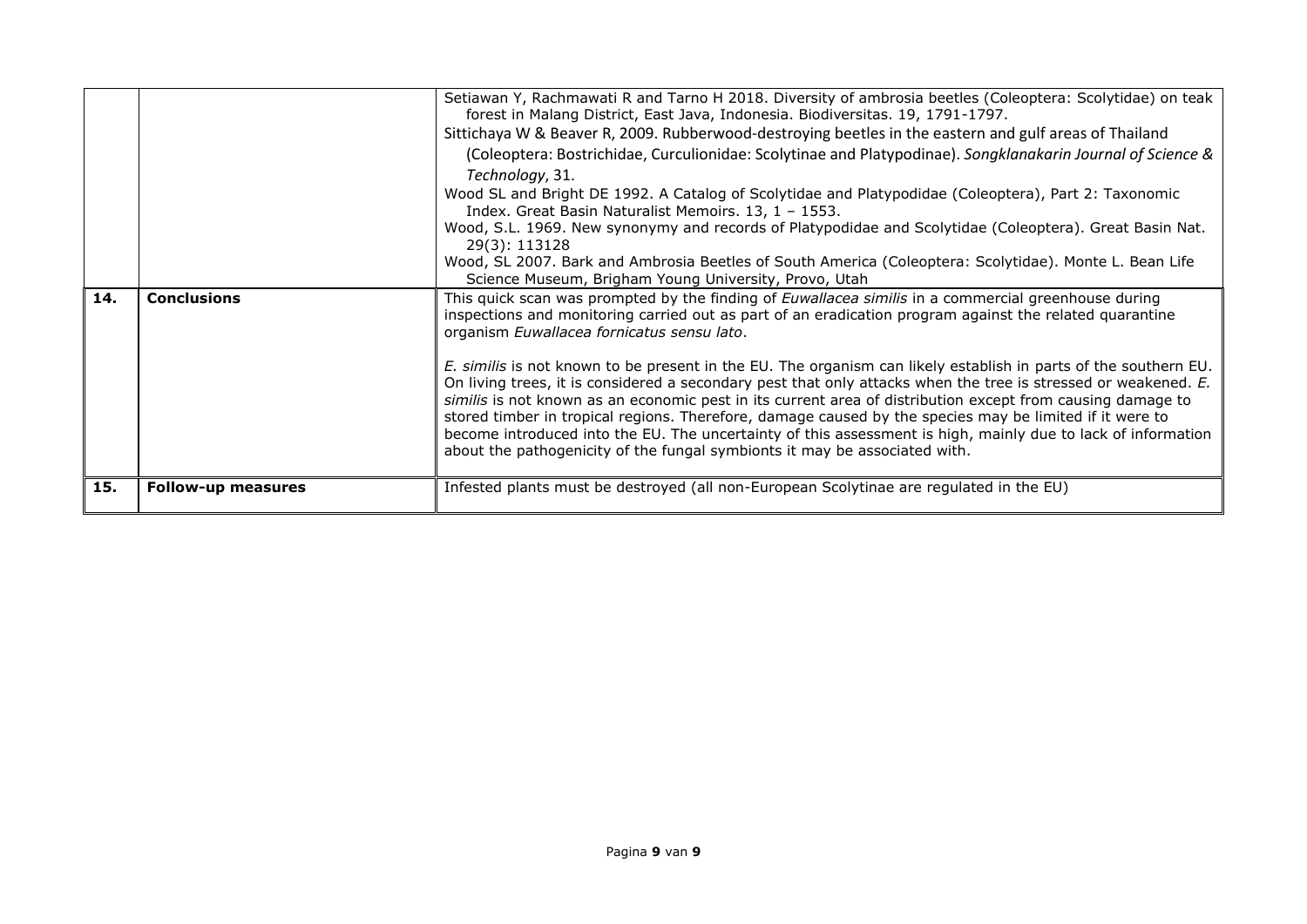| | | |
|---|---|---|
| | | Setiawan Y, Rachmawati R and Tarno H 2018. Diversity of ambrosia beetles (Coleoptera: Scolytidae) on teak forest in Malang District, East Java, Indonesia. Biodiversitas. 19, 1791-1797.<br>Sittichaya W & Beaver R, 2009. Rubberwood-destroying beetles in the eastern and gulf areas of Thailand (Coleoptera: Bostrichidae, Curculionidae: Scolytinae and Platypodinae). *Songklanakarin Journal of Science & Technology*, 31.<br>Wood SL and Bright DE 1992. A Catalog of Scolytidae and Platypodidae (Coleoptera), Part 2: Taxonomic Index. Great Basin Naturalist Memoirs. 13, 1 – 1553.<br>Wood, S.L. 1969. New synonymy and records of Platypodidae and Scolytidae (Coleoptera). Great Basin Nat. 29(3): 113128<br>Wood, SL 2007. Bark and Ambrosia Beetles of South America (Coleoptera: Scolytidae). Monte L. Bean Life Science Museum, Brigham Young University, Provo, Utah |
| **14.** | **Conclusions** | This quick scan was prompted by the finding of *Euwallacea similis* in a commercial greenhouse during inspections and monitoring carried out as part of an eradication program against the related quarantine organism *Euwallacea fornicatus sensu lato*.<br><br>*E. similis* is not known to be present in the EU. The organism can likely establish in parts of the southern EU. On living trees, it is considered a secondary pest that only attacks when the tree is stressed or weakened. *E. similis* is not known as an economic pest in its current area of distribution except from causing damage to stored timber in tropical regions. Therefore, damage caused by the species may be limited if it were to become introduced into the EU. The uncertainty of this assessment is high, mainly due to lack of information about the pathogenicity of the fungal symbionts it may be associated with. |
| **15.** | **Follow-up measures** | Infested plants must be destroyed (all non-European Scolytinae are regulated in the EU) |